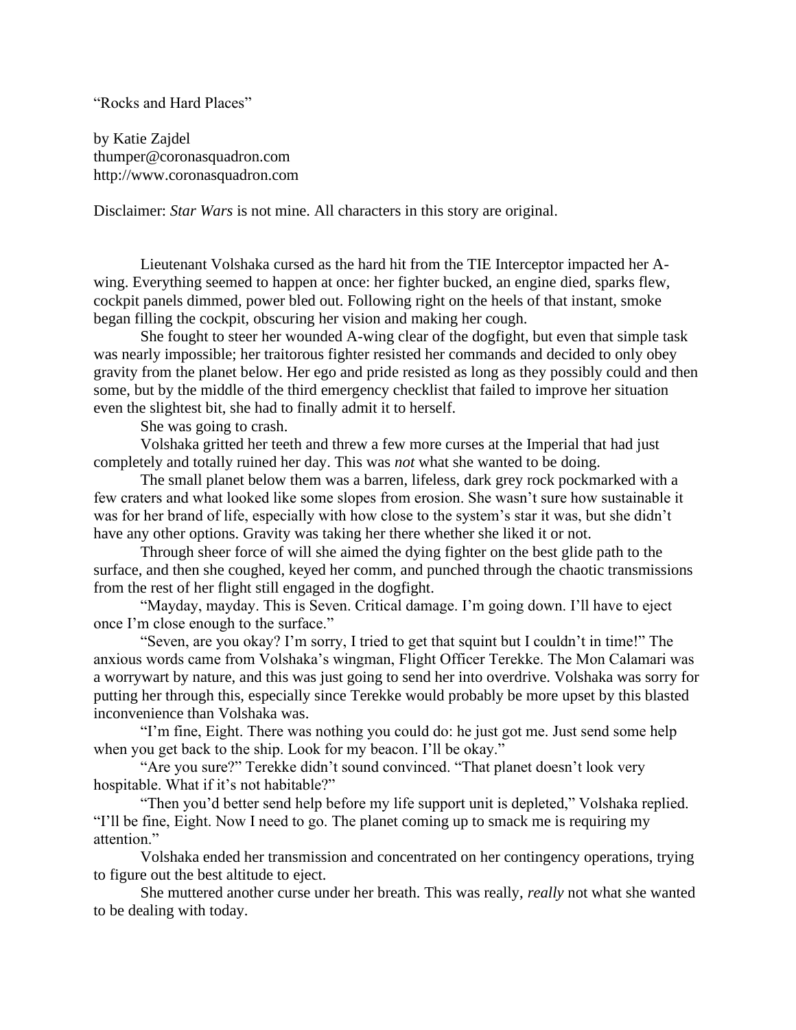"Rocks and Hard Places"

by Katie Zajdel
thumper@coronasquadron.com
http://www.coronasquadron.com

Disclaimer: *Star Wars* is not mine. All characters in this story are original.

Lieutenant Volshaka cursed as the hard hit from the TIE Interceptor impacted her A-wing. Everything seemed to happen at once: her fighter bucked, an engine died, sparks flew, cockpit panels dimmed, power bled out. Following right on the heels of that instant, smoke began filling the cockpit, obscuring her vision and making her cough.

She fought to steer her wounded A-wing clear of the dogfight, but even that simple task was nearly impossible; her traitorous fighter resisted her commands and decided to only obey gravity from the planet below. Her ego and pride resisted as long as they possibly could and then some, but by the middle of the third emergency checklist that failed to improve her situation even the slightest bit, she had to finally admit it to herself.

She was going to crash.

Volshaka gritted her teeth and threw a few more curses at the Imperial that had just completely and totally ruined her day. This was *not* what she wanted to be doing.

The small planet below them was a barren, lifeless, dark grey rock pockmarked with a few craters and what looked like some slopes from erosion. She wasn't sure how sustainable it was for her brand of life, especially with how close to the system's star it was, but she didn't have any other options. Gravity was taking her there whether she liked it or not.

Through sheer force of will she aimed the dying fighter on the best glide path to the surface, and then she coughed, keyed her comm, and punched through the chaotic transmissions from the rest of her flight still engaged in the dogfight.

"Mayday, mayday. This is Seven. Critical damage. I'm going down. I'll have to eject once I'm close enough to the surface."

"Seven, are you okay? I'm sorry, I tried to get that squint but I couldn't in time!" The anxious words came from Volshaka's wingman, Flight Officer Terekke. The Mon Calamari was a worrywart by nature, and this was just going to send her into overdrive. Volshaka was sorry for putting her through this, especially since Terekke would probably be more upset by this blasted inconvenience than Volshaka was.

"I'm fine, Eight. There was nothing you could do: he just got me. Just send some help when you get back to the ship. Look for my beacon. I'll be okay."

"Are you sure?" Terekke didn't sound convinced. "That planet doesn't look very hospitable. What if it's not habitable?"

"Then you'd better send help before my life support unit is depleted," Volshaka replied. "I'll be fine, Eight. Now I need to go. The planet coming up to smack me is requiring my attention."

Volshaka ended her transmission and concentrated on her contingency operations, trying to figure out the best altitude to eject.

She muttered another curse under her breath. This was really, *really* not what she wanted to be dealing with today.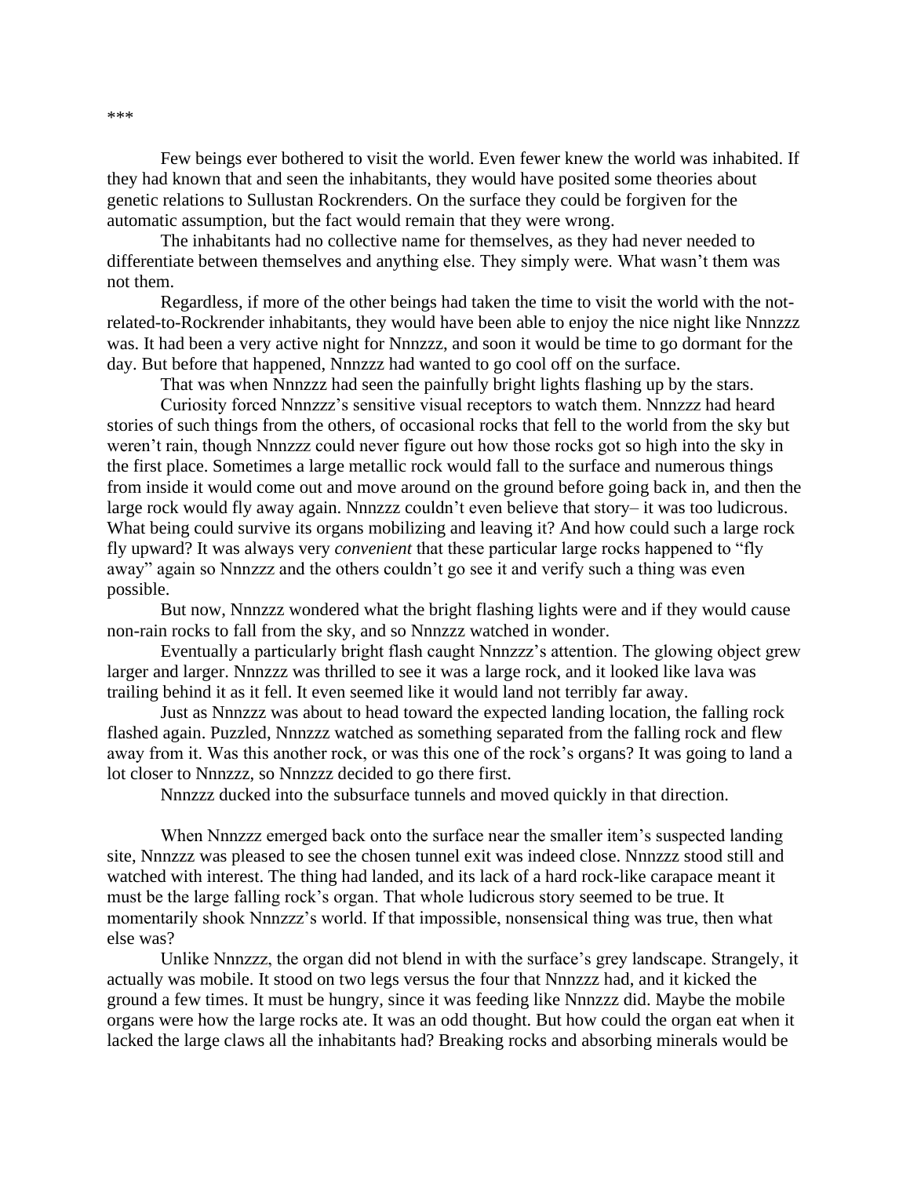***

Few beings ever bothered to visit the world. Even fewer knew the world was inhabited. If they had known that and seen the inhabitants, they would have posited some theories about genetic relations to Sullustan Rockrenders. On the surface they could be forgiven for the automatic assumption, but the fact would remain that they were wrong.

The inhabitants had no collective name for themselves, as they had never needed to differentiate between themselves and anything else. They simply were. What wasn't them was not them.

Regardless, if more of the other beings had taken the time to visit the world with the not-related-to-Rockrender inhabitants, they would have been able to enjoy the nice night like Nnnzzz was. It had been a very active night for Nnnzzz, and soon it would be time to go dormant for the day. But before that happened, Nnnzzz had wanted to go cool off on the surface.

That was when Nnnzzz had seen the painfully bright lights flashing up by the stars.

Curiosity forced Nnnzzz's sensitive visual receptors to watch them. Nnnzzz had heard stories of such things from the others, of occasional rocks that fell to the world from the sky but weren't rain, though Nnnzzz could never figure out how those rocks got so high into the sky in the first place. Sometimes a large metallic rock would fall to the surface and numerous things from inside it would come out and move around on the ground before going back in, and then the large rock would fly away again. Nnnzzz couldn't even believe that story– it was too ludicrous. What being could survive its organs mobilizing and leaving it? And how could such a large rock fly upward? It was always very *convenient* that these particular large rocks happened to "fly away" again so Nnnzzz and the others couldn't go see it and verify such a thing was even possible.

But now, Nnnzzz wondered what the bright flashing lights were and if they would cause non-rain rocks to fall from the sky, and so Nnnzzz watched in wonder.

Eventually a particularly bright flash caught Nnnzzz's attention. The glowing object grew larger and larger. Nnnzzz was thrilled to see it was a large rock, and it looked like lava was trailing behind it as it fell. It even seemed like it would land not terribly far away.

Just as Nnnzzz was about to head toward the expected landing location, the falling rock flashed again. Puzzled, Nnnzzz watched as something separated from the falling rock and flew away from it. Was this another rock, or was this one of the rock's organs? It was going to land a lot closer to Nnnzzz, so Nnnzzz decided to go there first.

Nnnzzz ducked into the subsurface tunnels and moved quickly in that direction.

When Nnnzzz emerged back onto the surface near the smaller item's suspected landing site, Nnnzzz was pleased to see the chosen tunnel exit was indeed close. Nnnzzz stood still and watched with interest. The thing had landed, and its lack of a hard rock-like carapace meant it must be the large falling rock's organ. That whole ludicrous story seemed to be true. It momentarily shook Nnnzzz's world. If that impossible, nonsensical thing was true, then what else was?

Unlike Nnnzzz, the organ did not blend in with the surface's grey landscape. Strangely, it actually was mobile. It stood on two legs versus the four that Nnnzzz had, and it kicked the ground a few times. It must be hungry, since it was feeding like Nnnzzz did. Maybe the mobile organs were how the large rocks ate. It was an odd thought. But how could the organ eat when it lacked the large claws all the inhabitants had? Breaking rocks and absorbing minerals would be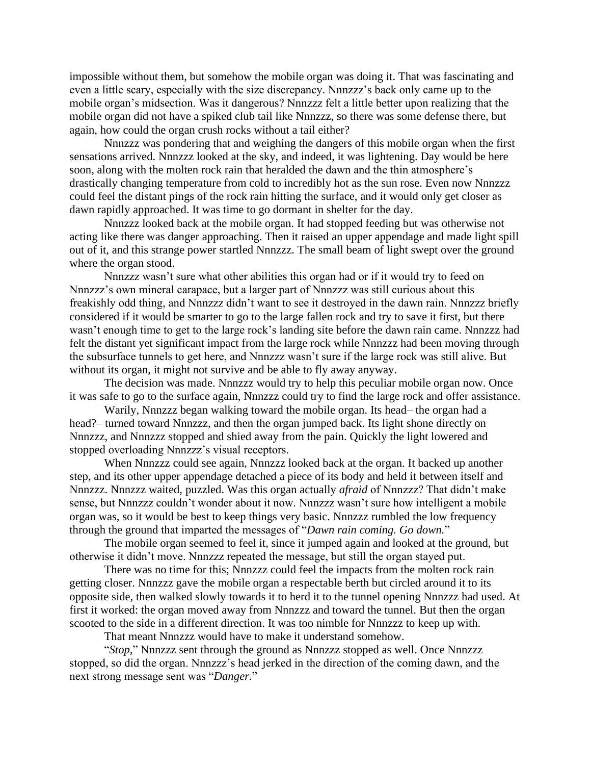impossible without them, but somehow the mobile organ was doing it. That was fascinating and even a little scary, especially with the size discrepancy. Nnnzzz's back only came up to the mobile organ's midsection. Was it dangerous? Nnnzzz felt a little better upon realizing that the mobile organ did not have a spiked club tail like Nnnzzz, so there was some defense there, but again, how could the organ crush rocks without a tail either?

Nnnzzz was pondering that and weighing the dangers of this mobile organ when the first sensations arrived. Nnnzzz looked at the sky, and indeed, it was lightening. Day would be here soon, along with the molten rock rain that heralded the dawn and the thin atmosphere's drastically changing temperature from cold to incredibly hot as the sun rose. Even now Nnnzzz could feel the distant pings of the rock rain hitting the surface, and it would only get closer as dawn rapidly approached. It was time to go dormant in shelter for the day.

Nnnzzz looked back at the mobile organ. It had stopped feeding but was otherwise not acting like there was danger approaching. Then it raised an upper appendage and made light spill out of it, and this strange power startled Nnnzzz. The small beam of light swept over the ground where the organ stood.

Nnnzzz wasn't sure what other abilities this organ had or if it would try to feed on Nnnzzz's own mineral carapace, but a larger part of Nnnzzz was still curious about this freakishly odd thing, and Nnnzzz didn't want to see it destroyed in the dawn rain. Nnnzzz briefly considered if it would be smarter to go to the large fallen rock and try to save it first, but there wasn't enough time to get to the large rock's landing site before the dawn rain came. Nnnzzz had felt the distant yet significant impact from the large rock while Nnnzzz had been moving through the subsurface tunnels to get here, and Nnnzzz wasn't sure if the large rock was still alive. But without its organ, it might not survive and be able to fly away anyway.

The decision was made. Nnnzzz would try to help this peculiar mobile organ now. Once it was safe to go to the surface again, Nnnzzz could try to find the large rock and offer assistance.

Warily, Nnnzzz began walking toward the mobile organ. Its head– the organ had a head?– turned toward Nnnzzz, and then the organ jumped back. Its light shone directly on Nnnzzz, and Nnnzzz stopped and shied away from the pain. Quickly the light lowered and stopped overloading Nnnzzz's visual receptors.

When Nnnzzz could see again, Nnnzzz looked back at the organ. It backed up another step, and its other upper appendage detached a piece of its body and held it between itself and Nnnzzz. Nnnzzz waited, puzzled. Was this organ actually *afraid* of Nnnzzz? That didn't make sense, but Nnnzzz couldn't wonder about it now. Nnnzzz wasn't sure how intelligent a mobile organ was, so it would be best to keep things very basic. Nnnzzz rumbled the low frequency through the ground that imparted the messages of "*Dawn rain coming. Go down.*"

The mobile organ seemed to feel it, since it jumped again and looked at the ground, but otherwise it didn't move. Nnnzzz repeated the message, but still the organ stayed put.

There was no time for this; Nnnzzz could feel the impacts from the molten rock rain getting closer. Nnnzzz gave the mobile organ a respectable berth but circled around it to its opposite side, then walked slowly towards it to herd it to the tunnel opening Nnnzzz had used. At first it worked: the organ moved away from Nnnzzz and toward the tunnel. But then the organ scooted to the side in a different direction. It was too nimble for Nnnzzz to keep up with.

That meant Nnnzzz would have to make it understand somehow.

"*Stop*," Nnnzzz sent through the ground as Nnnzzz stopped as well. Once Nnnzzz stopped, so did the organ. Nnnzzz's head jerked in the direction of the coming dawn, and the next strong message sent was "*Danger.*"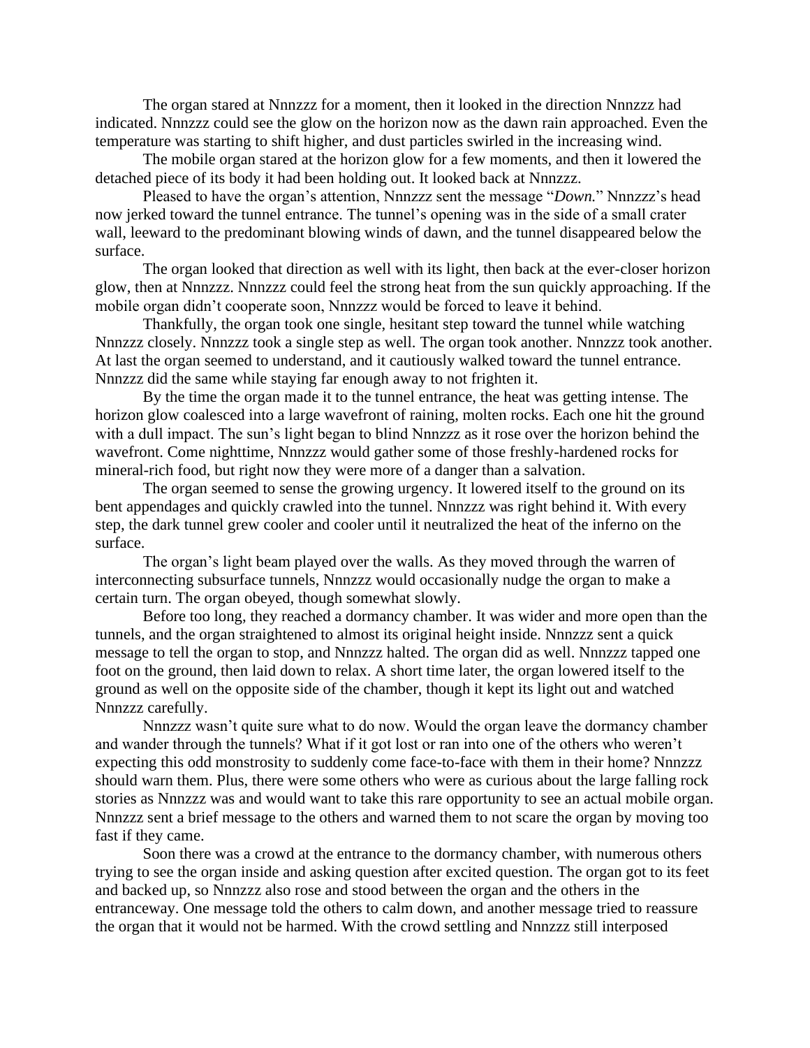The organ stared at Nnnzzz for a moment, then it looked in the direction Nnnzzz had indicated. Nnnzzz could see the glow on the horizon now as the dawn rain approached. Even the temperature was starting to shift higher, and dust particles swirled in the increasing wind.

The mobile organ stared at the horizon glow for a few moments, and then it lowered the detached piece of its body it had been holding out. It looked back at Nnnzzz.

Pleased to have the organ's attention, Nnnzzz sent the message "*Down.*" Nnnzzz's head now jerked toward the tunnel entrance. The tunnel's opening was in the side of a small crater wall, leeward to the predominant blowing winds of dawn, and the tunnel disappeared below the surface.

The organ looked that direction as well with its light, then back at the ever-closer horizon glow, then at Nnnzzz. Nnnzzz could feel the strong heat from the sun quickly approaching. If the mobile organ didn't cooperate soon, Nnnzzz would be forced to leave it behind.

Thankfully, the organ took one single, hesitant step toward the tunnel while watching Nnnzzz closely. Nnnzzz took a single step as well. The organ took another. Nnnzzz took another. At last the organ seemed to understand, and it cautiously walked toward the tunnel entrance. Nnnzzz did the same while staying far enough away to not frighten it.

By the time the organ made it to the tunnel entrance, the heat was getting intense. The horizon glow coalesced into a large wavefront of raining, molten rocks. Each one hit the ground with a dull impact. The sun's light began to blind Nnnzzz as it rose over the horizon behind the wavefront. Come nighttime, Nnnzzz would gather some of those freshly-hardened rocks for mineral-rich food, but right now they were more of a danger than a salvation.

The organ seemed to sense the growing urgency. It lowered itself to the ground on its bent appendages and quickly crawled into the tunnel. Nnnzzz was right behind it. With every step, the dark tunnel grew cooler and cooler until it neutralized the heat of the inferno on the surface.

The organ's light beam played over the walls. As they moved through the warren of interconnecting subsurface tunnels, Nnnzzz would occasionally nudge the organ to make a certain turn. The organ obeyed, though somewhat slowly.

Before too long, they reached a dormancy chamber. It was wider and more open than the tunnels, and the organ straightened to almost its original height inside. Nnnzzz sent a quick message to tell the organ to stop, and Nnnzzz halted. The organ did as well. Nnnzzz tapped one foot on the ground, then laid down to relax. A short time later, the organ lowered itself to the ground as well on the opposite side of the chamber, though it kept its light out and watched Nnnzzz carefully.

Nnnzzz wasn't quite sure what to do now. Would the organ leave the dormancy chamber and wander through the tunnels? What if it got lost or ran into one of the others who weren't expecting this odd monstrosity to suddenly come face-to-face with them in their home? Nnnzzz should warn them. Plus, there were some others who were as curious about the large falling rock stories as Nnnzzz was and would want to take this rare opportunity to see an actual mobile organ. Nnnzzz sent a brief message to the others and warned them to not scare the organ by moving too fast if they came.

Soon there was a crowd at the entrance to the dormancy chamber, with numerous others trying to see the organ inside and asking question after excited question. The organ got to its feet and backed up, so Nnnzzz also rose and stood between the organ and the others in the entranceway. One message told the others to calm down, and another message tried to reassure the organ that it would not be harmed. With the crowd settling and Nnnzzz still interposed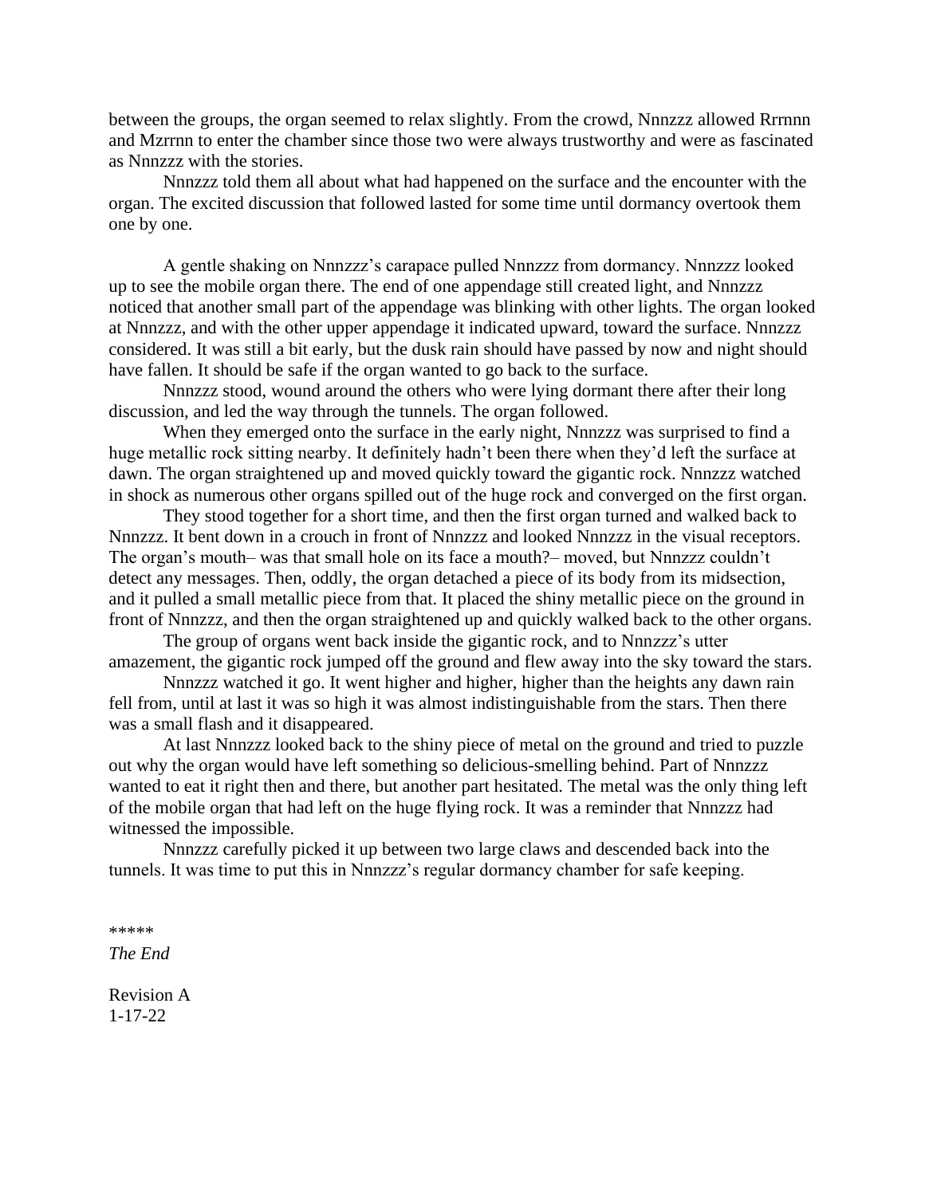between the groups, the organ seemed to relax slightly. From the crowd, Nnnzzz allowed Rrrnnn and Mzrrnn to enter the chamber since those two were always trustworthy and were as fascinated as Nnnzzz with the stories.

Nnnzzz told them all about what had happened on the surface and the encounter with the organ. The excited discussion that followed lasted for some time until dormancy overtook them one by one.

A gentle shaking on Nnnzzz's carapace pulled Nnnzzz from dormancy. Nnnzzz looked up to see the mobile organ there. The end of one appendage still created light, and Nnnzzz noticed that another small part of the appendage was blinking with other lights. The organ looked at Nnnzzz, and with the other upper appendage it indicated upward, toward the surface. Nnnzzz considered. It was still a bit early, but the dusk rain should have passed by now and night should have fallen. It should be safe if the organ wanted to go back to the surface.

Nnnzzz stood, wound around the others who were lying dormant there after their long discussion, and led the way through the tunnels. The organ followed.

When they emerged onto the surface in the early night, Nnnzzz was surprised to find a huge metallic rock sitting nearby. It definitely hadn't been there when they'd left the surface at dawn. The organ straightened up and moved quickly toward the gigantic rock. Nnnzzz watched in shock as numerous other organs spilled out of the huge rock and converged on the first organ.

They stood together for a short time, and then the first organ turned and walked back to Nnnzzz. It bent down in a crouch in front of Nnnzzz and looked Nnnzzz in the visual receptors. The organ's mouth– was that small hole on its face a mouth?– moved, but Nnnzzz couldn't detect any messages. Then, oddly, the organ detached a piece of its body from its midsection, and it pulled a small metallic piece from that. It placed the shiny metallic piece on the ground in front of Nnnzzz, and then the organ straightened up and quickly walked back to the other organs.

The group of organs went back inside the gigantic rock, and to Nnnzzz's utter amazement, the gigantic rock jumped off the ground and flew away into the sky toward the stars.

Nnnzzz watched it go. It went higher and higher, higher than the heights any dawn rain fell from, until at last it was so high it was almost indistinguishable from the stars. Then there was a small flash and it disappeared.

At last Nnnzzz looked back to the shiny piece of metal on the ground and tried to puzzle out why the organ would have left something so delicious-smelling behind. Part of Nnnzzz wanted to eat it right then and there, but another part hesitated. The metal was the only thing left of the mobile organ that had left on the huge flying rock. It was a reminder that Nnnzzz had witnessed the impossible.

Nnnzzz carefully picked it up between two large claws and descended back into the tunnels. It was time to put this in Nnnzzz's regular dormancy chamber for safe keeping.

*****

*The End*

Revision A
1-17-22